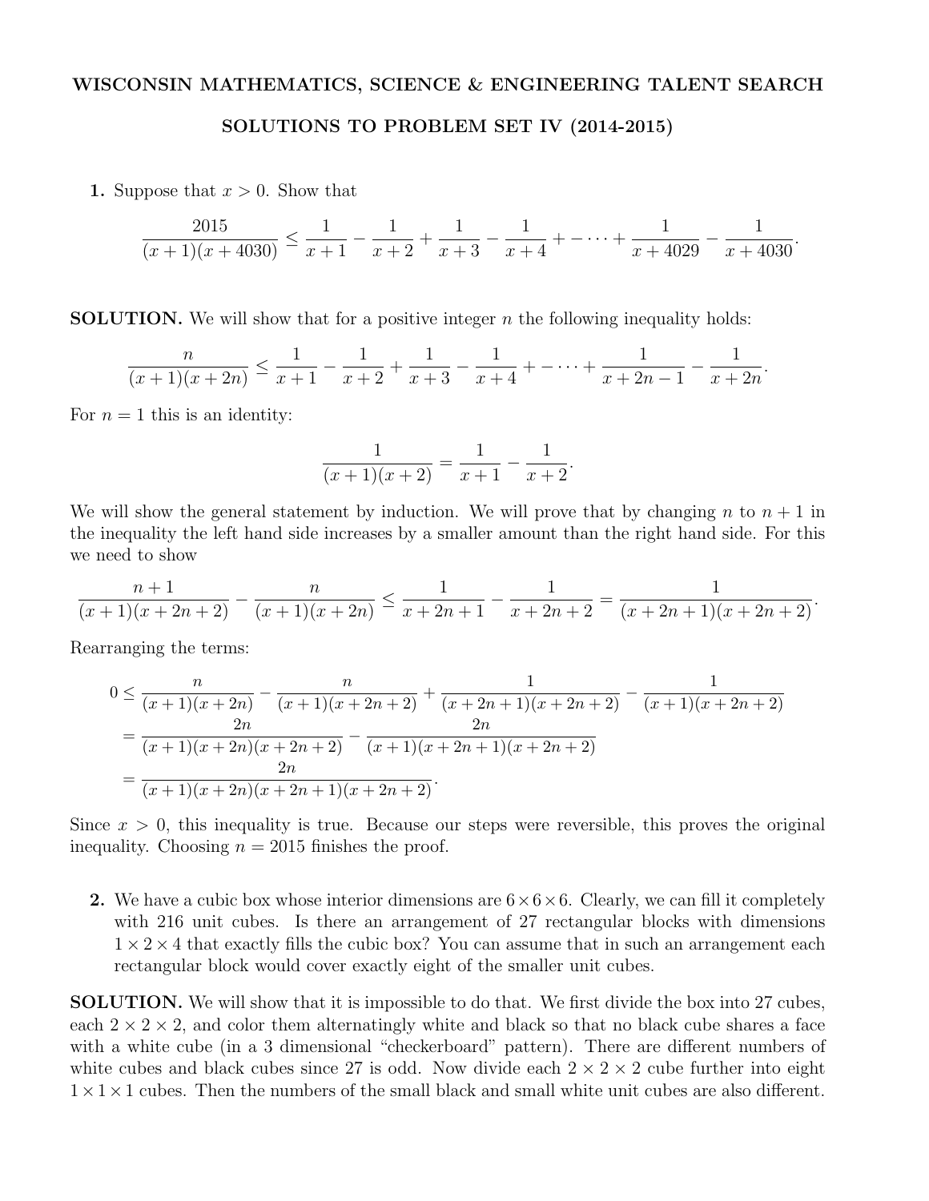# WISCONSIN MATHEMATICS, SCIENCE & ENGINEERING TALENT SEARCH

## SOLUTIONS TO PROBLEM SET IV (2014-2015)

**1.** Suppose that $x > 0$. Show that

$$\frac{2015}{(x+1)(x+4030)} \leq \frac{1}{x+1} - \frac{1}{x+2} + \frac{1}{x+3} - \frac{1}{x+4} + - \cdots + \frac{1}{x+4029} - \frac{1}{x+4030}.$$

**SOLUTION.** We will show that for a positive integer $n$ the following inequality holds:

$$\frac{n}{(x+1)(x+2n)} \leq \frac{1}{x+1} - \frac{1}{x+2} + \frac{1}{x+3} - \frac{1}{x+4} + - \cdots + \frac{1}{x+2n-1} - \frac{1}{x+2n}.$$

For $n = 1$ this is an identity:

$$\frac{1}{(x+1)(x+2)} = \frac{1}{x+1} - \frac{1}{x+2}.$$

We will show the general statement by induction. We will prove that by changing $n$ to $n+1$ in the inequality the left hand side increases by a smaller amount than the right hand side. For this we need to show

$$\frac{n+1}{(x+1)(x+2n+2)} - \frac{n}{(x+1)(x+2n)} \leq \frac{1}{x+2n+1} - \frac{1}{x+2n+2} = \frac{1}{(x+2n+1)(x+2n+2)}.$$

Rearranging the terms:

$$\begin{aligned}
0 &\leq \frac{n}{(x+1)(x+2n)} - \frac{n}{(x+1)(x+2n+2)} + \frac{1}{(x+2n+1)(x+2n+2)} - \frac{1}{(x+1)(x+2n+2)} \\
&= \frac{2n}{(x+1)(x+2n)(x+2n+2)} - \frac{2n}{(x+1)(x+2n+1)(x+2n+2)} \\
&= \frac{2n}{(x+1)(x+2n)(x+2n+1)(x+2n+2)}.
\end{aligned}$$

Since $x > 0$, this inequality is true. Because our steps were reversible, this proves the original inequality. Choosing $n = 2015$ finishes the proof.

**2.** We have a cubic box whose interior dimensions are $6 \times 6 \times 6$. Clearly, we can fill it completely with 216 unit cubes. Is there an arrangement of 27 rectangular blocks with dimensions $1 \times 2 \times 4$ that exactly fills the cubic box? You can assume that in such an arrangement each rectangular block would cover exactly eight of the smaller unit cubes.

**SOLUTION.** We will show that it is impossible to do that. We first divide the box into 27 cubes, each $2 \times 2 \times 2$, and color them alternatingly white and black so that no black cube shares a face with a white cube (in a 3 dimensional "checkerboard" pattern). There are different numbers of white cubes and black cubes since 27 is odd. Now divide each $2 \times 2 \times 2$ cube further into eight $1 \times 1 \times 1$ cubes. Then the numbers of the small black and small white unit cubes are also different.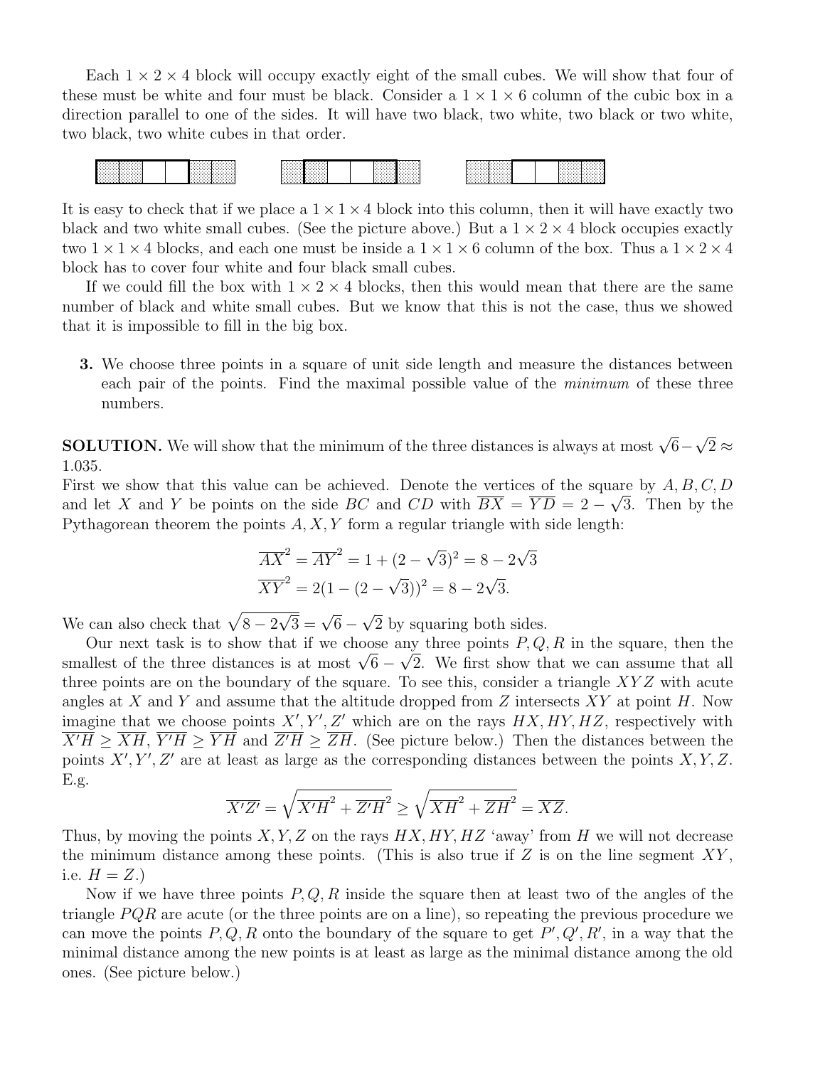Each $1 \times 2 \times 4$ block will occupy exactly eight of the small cubes. We will show that four of these must be white and four must be black. Consider a $1 \times 1 \times 6$ column of the cubic box in a direction parallel to one of the sides. It will have two black, two white, two black or two white, two black, two white cubes in that order.

It is easy to check that if we place a $1 \times 1 \times 4$ block into this column, then it will have exactly two black and two white small cubes. (See the picture above.) But a $1 \times 2 \times 4$ block occupies exactly two $1 \times 1 \times 4$ blocks, and each one must be inside a $1 \times 1 \times 6$ column of the box. Thus a $1 \times 2 \times 4$ block has to cover four white and four black small cubes.

If we could fill the box with $1 \times 2 \times 4$ blocks, then this would mean that there are the same number of black and white small cubes. But we know that this is not the case, thus we showed that it is impossible to fill in the big box.

**3.** We choose three points in a square of unit side length and measure the distances between each pair of the points. Find the maximal possible value of the *minimum* of these three numbers.

**SOLUTION.** We will show that the minimum of the three distances is always at most $\sqrt{6} - \sqrt{2} \approx 1.035$.

First we show that this value can be achieved. Denote the vertices of the square by $A, B, C, D$ and let $X$ and $Y$ be points on the side $BC$ and $CD$ with $\overline{BX} = \overline{YD} = 2 - \sqrt{3}$. Then by the Pythagorean theorem the points $A, X, Y$ form a regular triangle with side length:

$$\overline{AX}^2 = \overline{AY}^2 = 1 + (2 - \sqrt{3})^2 = 8 - 2\sqrt{3}$$
$$\overline{XY}^2 = 2(1 - (2 - \sqrt{3}))^2 = 8 - 2\sqrt{3}.$$

We can also check that $\sqrt{8 - 2\sqrt{3}} = \sqrt{6} - \sqrt{2}$ by squaring both sides.

Our next task is to show that if we choose any three points $P, Q, R$ in the square, then the smallest of the three distances is at most $\sqrt{6} - \sqrt{2}$. We first show that we can assume that all three points are on the boundary of the square. To see this, consider a triangle $XYZ$ with acute angles at $X$ and $Y$ and assume that the altitude dropped from $Z$ intersects $XY$ at point $H$. Now imagine that we choose points $X', Y', Z'$ which are on the rays $HX, HY, HZ$, respectively with $\overline{X'H} \geq \overline{XH}$, $\overline{Y'H} \geq \overline{YH}$ and $\overline{Z'H} \geq \overline{ZH}$. (See picture below.) Then the distances between the points $X', Y', Z'$ are at least as large as the corresponding distances between the points $X, Y, Z$. E.g.

$$\overline{X'Z'} = \sqrt{\overline{X'H}^2 + \overline{Z'H}^2} \geq \sqrt{\overline{XH}^2 + \overline{ZH}^2} = \overline{XZ}.$$

Thus, by moving the points $X, Y, Z$ on the rays $HX, HY, HZ$ 'away' from $H$ we will not decrease the minimum distance among these points. (This is also true if $Z$ is on the line segment $XY$, i.e. $H = Z$.)

Now if we have three points $P, Q, R$ inside the square then at least two of the angles of the triangle $PQR$ are acute (or the three points are on a line), so repeating the previous procedure we can move the points $P, Q, R$ onto the boundary of the square to get $P', Q', R'$, in a way that the minimal distance among the new points is at least as large as the minimal distance among the old ones. (See picture below.)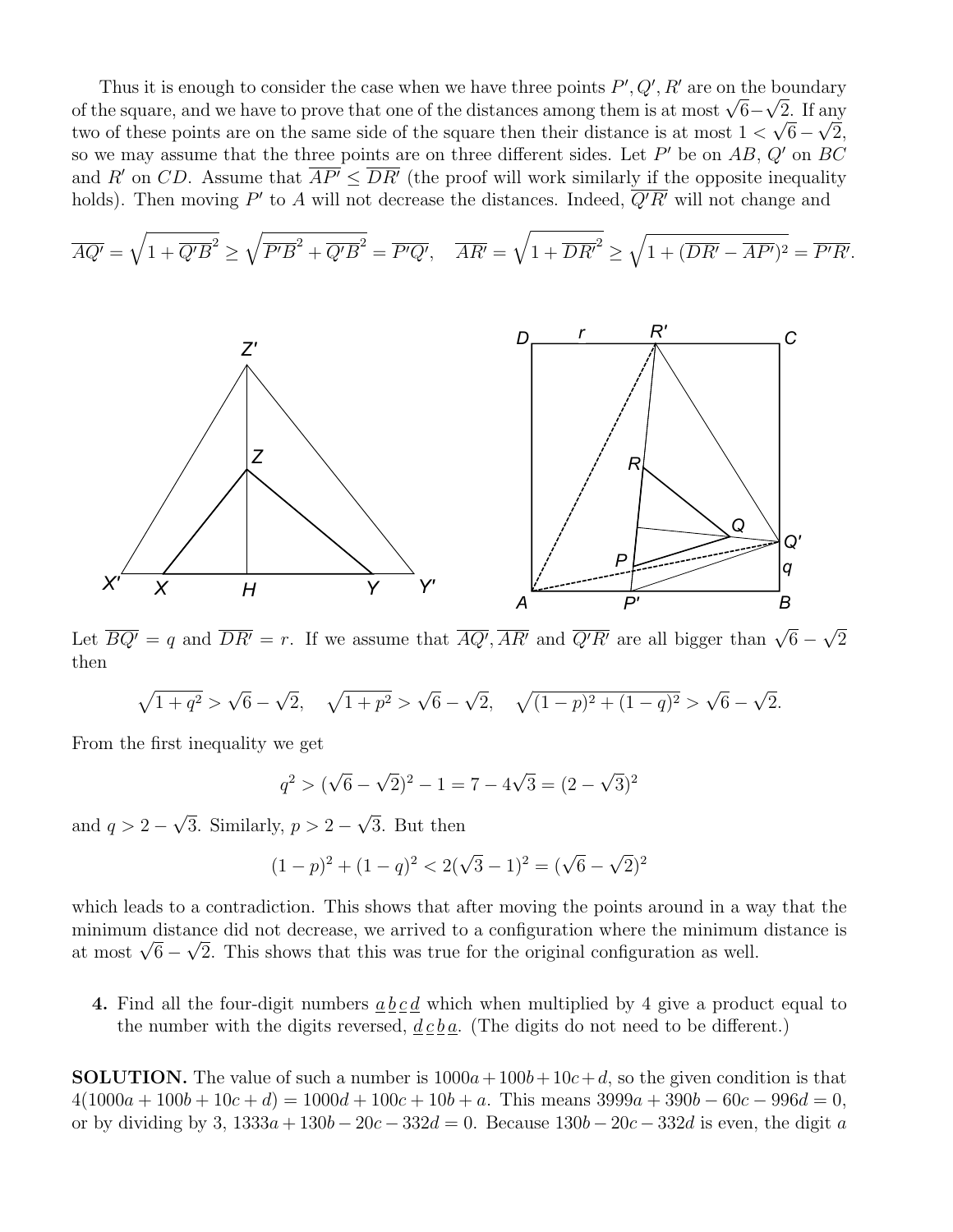Thus it is enough to consider the case when we have three points $P', Q', R'$ are on the boundary of the square, and we have to prove that one of the distances among them is at most $\sqrt{6}-\sqrt{2}$. If any two of these points are on the same side of the square then their distance is at most $1 < \sqrt{6}-\sqrt{2}$, so we may assume that the three points are on three different sides. Let $P'$ be on $AB$, $Q'$ on $BC$ and $R'$ on $CD$. Assume that $\overline{AP'} \le \overline{DR'}$ (the proof will work similarly if the opposite inequality holds). Then moving $P'$ to $A$ will not decrease the distances. Indeed, $\overline{Q'R'}$ will not change and

$$\overline{AQ'} = \sqrt{1 + \overline{Q'B}^2} \ge \sqrt{\overline{P'B}^2 + \overline{Q'B}^2} = \overline{P'Q'}, \quad \overline{AR'} = \sqrt{1 + \overline{DR'}^2} \ge \sqrt{1 + (\overline{DR'} - \overline{AP'})^2} = \overline{P'R'}.$$

Let $\overline{BQ'} = q$ and $\overline{DR'} = r$. If we assume that $\overline{AQ'}, \overline{AR'}$ and $\overline{Q'R'}$ are all bigger than $\sqrt{6}-\sqrt{2}$ then

$$\sqrt{1+q^2} > \sqrt{6}-\sqrt{2}, \quad \sqrt{1+p^2} > \sqrt{6}-\sqrt{2}, \quad \sqrt{(1-p)^2+(1-q)^2} > \sqrt{6}-\sqrt{2}.$$

From the first inequality we get

$$q^2 > (\sqrt{6}-\sqrt{2})^2 - 1 = 7 - 4\sqrt{3} = (2-\sqrt{3})^2$$

and $q > 2-\sqrt{3}$. Similarly, $p > 2-\sqrt{3}$. But then

$$(1-p)^2 + (1-q)^2 < 2(\sqrt{3}-1)^2 = (\sqrt{6}-\sqrt{2})^2$$

which leads to a contradiction. This shows that after moving the points around in a way that the minimum distance did not decrease, we arrived to a configuration where the minimum distance is at most $\sqrt{6}-\sqrt{2}$. This shows that this was true for the original configuration as well.

**4.** Find all the four-digit numbers $\underline{a}\,\underline{b}\,\underline{c}\,\underline{d}$ which when multiplied by 4 give a product equal to the number with the digits reversed, $\underline{d}\,\underline{c}\,\underline{b}\,\underline{a}$. (The digits do not need to be different.)

**SOLUTION.** The value of such a number is $1000a+100b+10c+d$, so the given condition is that $4(1000a+100b+10c+d) = 1000d+100c+10b+a$. This means $3999a+390b-60c-996d = 0$, or by dividing by 3, $1333a+130b-20c-332d = 0$. Because $130b-20c-332d$ is even, the digit $a$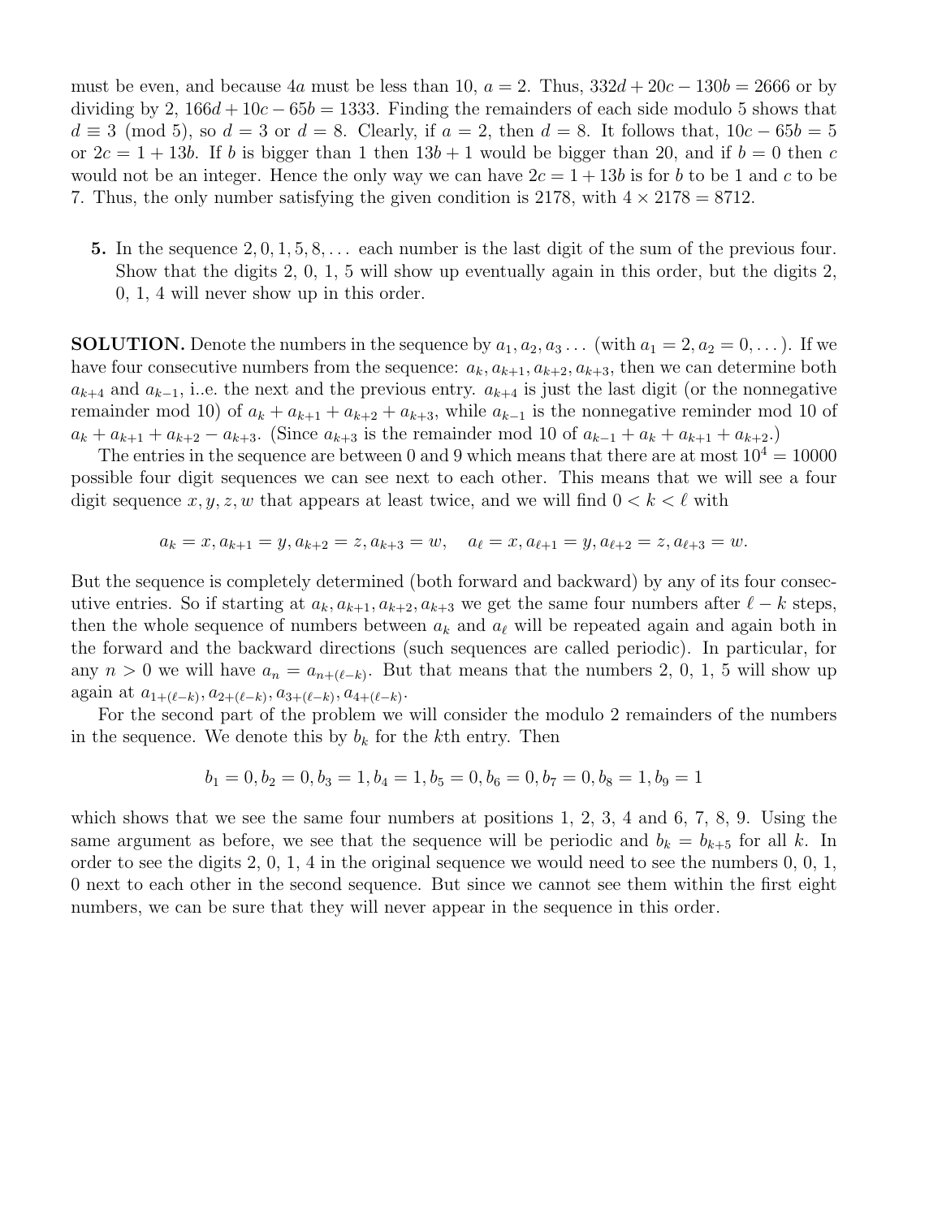must be even, and because $4a$ must be less than 10, $a = 2$. Thus, $332d + 20c - 130b = 2666$ or by dividing by 2, $166d + 10c - 65b = 1333$. Finding the remainders of each side modulo 5 shows that $d \equiv 3 \pmod 5$, so $d = 3$ or $d = 8$. Clearly, if $a = 2$, then $d = 8$. It follows that, $10c - 65b = 5$ or $2c = 1 + 13b$. If $b$ is bigger than 1 then $13b + 1$ would be bigger than 20, and if $b = 0$ then $c$ would not be an integer. Hence the only way we can have $2c = 1 + 13b$ is for $b$ to be 1 and $c$ to be 7. Thus, the only number satisfying the given condition is 2178, with $4 \times 2178 = 8712$.

**5.** In the sequence $2, 0, 1, 5, 8, \ldots$ each number is the last digit of the sum of the previous four. Show that the digits 2, 0, 1, 5 will show up eventually again in this order, but the digits 2, 0, 1, 4 will never show up in this order.

**SOLUTION.** Denote the numbers in the sequence by $a_1, a_2, a_3 \ldots$ (with $a_1 = 2, a_2 = 0, \ldots$). If we have four consecutive numbers from the sequence: $a_k, a_{k+1}, a_{k+2}, a_{k+3}$, then we can determine both $a_{k+4}$ and $a_{k-1}$, i..e. the next and the previous entry. $a_{k+4}$ is just the last digit (or the nonnegative remainder mod 10) of $a_k + a_{k+1} + a_{k+2} + a_{k+3}$, while $a_{k-1}$ is the nonnegative reminder mod 10 of $a_k + a_{k+1} + a_{k+2} - a_{k+3}$. (Since $a_{k+3}$ is the remainder mod 10 of $a_{k-1} + a_k + a_{k+1} + a_{k+2}$.)

The entries in the sequence are between 0 and 9 which means that there are at most $10^4 = 10000$ possible four digit sequences we can see next to each other. This means that we will see a four digit sequence $x, y, z, w$ that appears at least twice, and we will find $0 < k < \ell$ with

$$a_k = x, a_{k+1} = y, a_{k+2} = z, a_{k+3} = w, \quad a_\ell = x, a_{\ell+1} = y, a_{\ell+2} = z, a_{\ell+3} = w.$$

But the sequence is completely determined (both forward and backward) by any of its four consecutive entries. So if starting at $a_k, a_{k+1}, a_{k+2}, a_{k+3}$ we get the same four numbers after $\ell - k$ steps, then the whole sequence of numbers between $a_k$ and $a_\ell$ will be repeated again and again both in the forward and the backward directions (such sequences are called periodic). In particular, for any $n > 0$ we will have $a_n = a_{n+(\ell-k)}$. But that means that the numbers 2, 0, 1, 5 will show up again at $a_{1+(\ell-k)}, a_{2+(\ell-k)}, a_{3+(\ell-k)}, a_{4+(\ell-k)}$.

For the second part of the problem we will consider the modulo 2 remainders of the numbers in the sequence. We denote this by $b_k$ for the $k$th entry. Then

$$b_1 = 0, b_2 = 0, b_3 = 1, b_4 = 1, b_5 = 0, b_6 = 0, b_7 = 0, b_8 = 1, b_9 = 1$$

which shows that we see the same four numbers at positions 1, 2, 3, 4 and 6, 7, 8, 9. Using the same argument as before, we see that the sequence will be periodic and $b_k = b_{k+5}$ for all $k$. In order to see the digits 2, 0, 1, 4 in the original sequence we would need to see the numbers 0, 0, 1, 0 next to each other in the second sequence. But since we cannot see them within the first eight numbers, we can be sure that they will never appear in the sequence in this order.